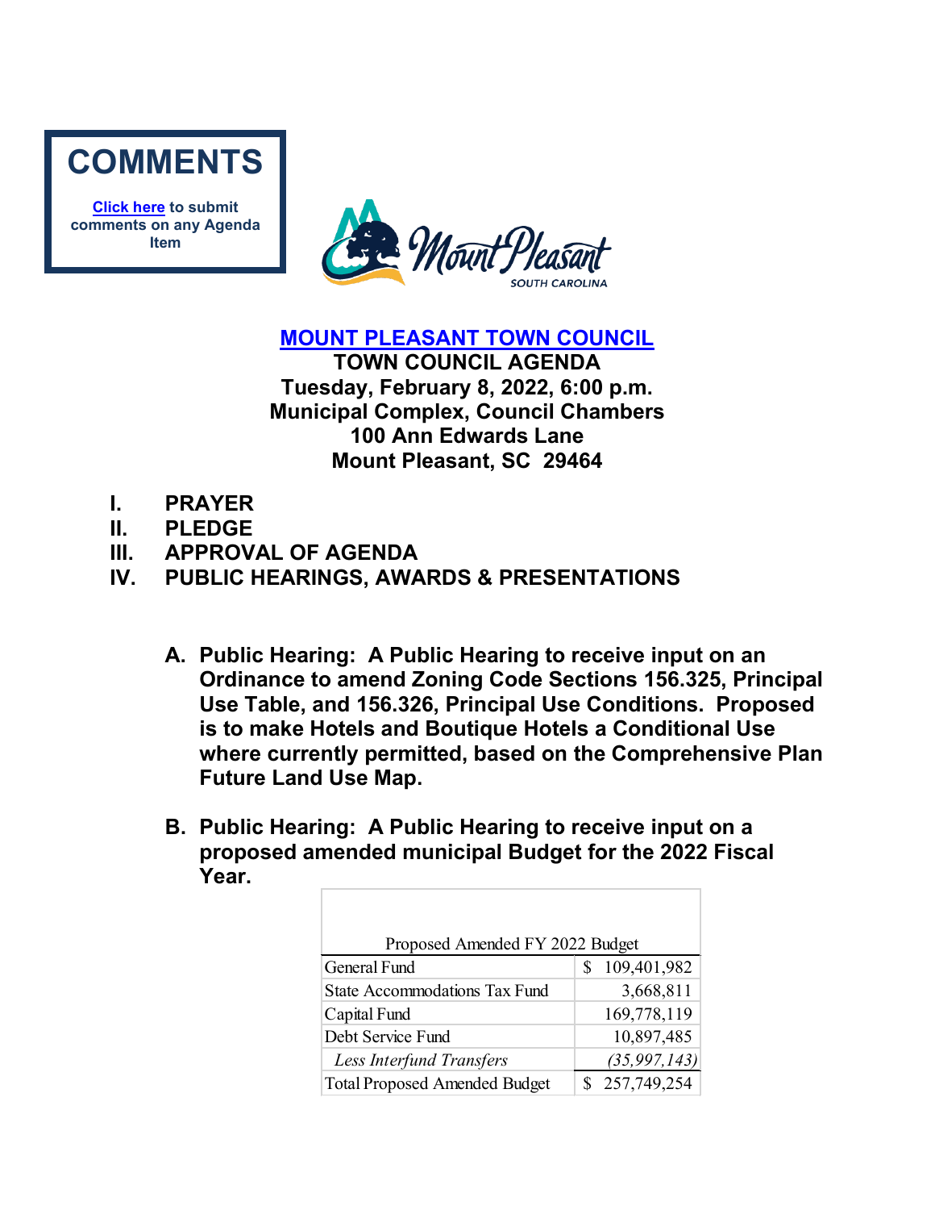**COMMENTS**

**Click here to submit comments on any Agenda Item**

# MOUNT PLEASANT TOWN COUNCIL

**TOWN COUNCIL AGENDA**
**Tuesday, February 8, 2022, 6:00 p.m.**
**Municipal Complex, Council Chambers**
**100 Ann Edwards Lane**
**Mount Pleasant, SC 29464**

**I. PRAYER**

**II. PLEDGE**

**III. APPROVAL OF AGENDA**

**IV. PUBLIC HEARINGS, AWARDS & PRESENTATIONS**

**A. Public Hearing: A Public Hearing to receive input on an Ordinance to amend Zoning Code Sections 156.325, Principal Use Table, and 156.326, Principal Use Conditions. Proposed is to make Hotels and Boutique Hotels a Conditional Use where currently permitted, based on the Comprehensive Plan Future Land Use Map.**

**B. Public Hearing: A Public Hearing to receive input on a proposed amended municipal Budget for the 2022 Fiscal Year.**

| Proposed Amended FY 2022 Budget | |
|---|---|
| General Fund | $ 109,401,982 |
| State Accommodations Tax Fund | 3,668,811 |
| Capital Fund | 169,778,119 |
| Debt Service Fund | 10,897,485 |
| *Less Interfund Transfers* | *(35,997,143)* |
| Total Proposed Amended Budget | $ 257,749,254 |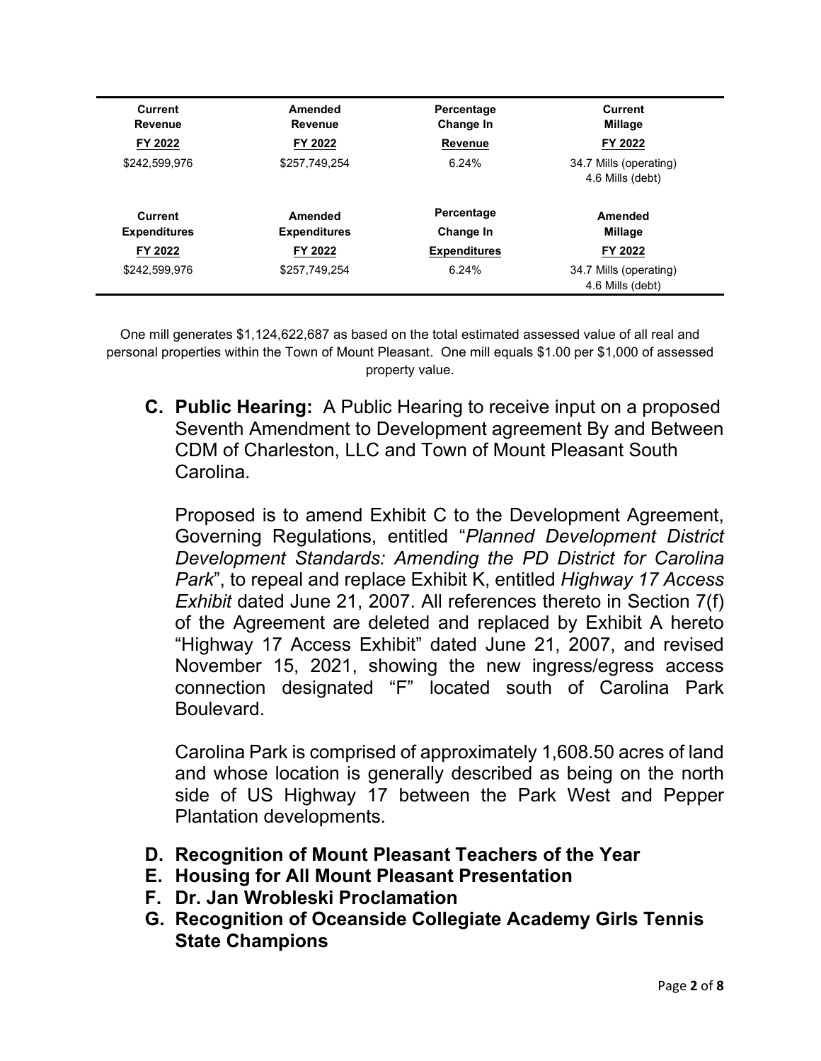| Current Revenue FY 2022 | Amended Revenue FY 2022 | Percentage Change In Revenue | Current Millage FY 2022 |
|---|---|---|---|
| $242,599,976 | $257,749,254 | 6.24% | 34.7 Mills (operating) 4.6 Mills (debt) |
| **Current Expenditures FY 2022** | **Amended Expenditures FY 2022** | **Percentage Change In Expenditures** | **Amended Millage FY 2022** |
| $242,599,976 | $257,749,254 | 6.24% | 34.7 Mills (operating) 4.6 Mills (debt) |

One mill generates $1,124,622,687 as based on the total estimated assessed value of all real and personal properties within the Town of Mount Pleasant. One mill equals $1.00 per $1,000 of assessed property value.

**C. Public Hearing:** A Public Hearing to receive input on a proposed Seventh Amendment to Development agreement By and Between CDM of Charleston, LLC and Town of Mount Pleasant South Carolina.

Proposed is to amend Exhibit C to the Development Agreement, Governing Regulations, entitled "*Planned Development District Development Standards: Amending the PD District for Carolina Park*", to repeal and replace Exhibit K, entitled *Highway 17 Access Exhibit* dated June 21, 2007. All references thereto in Section 7(f) of the Agreement are deleted and replaced by Exhibit A hereto "Highway 17 Access Exhibit" dated June 21, 2007, and revised November 15, 2021, showing the new ingress/egress access connection designated "F" located south of Carolina Park Boulevard.

Carolina Park is comprised of approximately 1,608.50 acres of land and whose location is generally described as being on the north side of US Highway 17 between the Park West and Pepper Plantation developments.

**D. Recognition of Mount Pleasant Teachers of the Year**

**E. Housing for All Mount Pleasant Presentation**

**F. Dr. Jan Wrobleski Proclamation**

**G. Recognition of Oceanside Collegiate Academy Girls Tennis State Champions**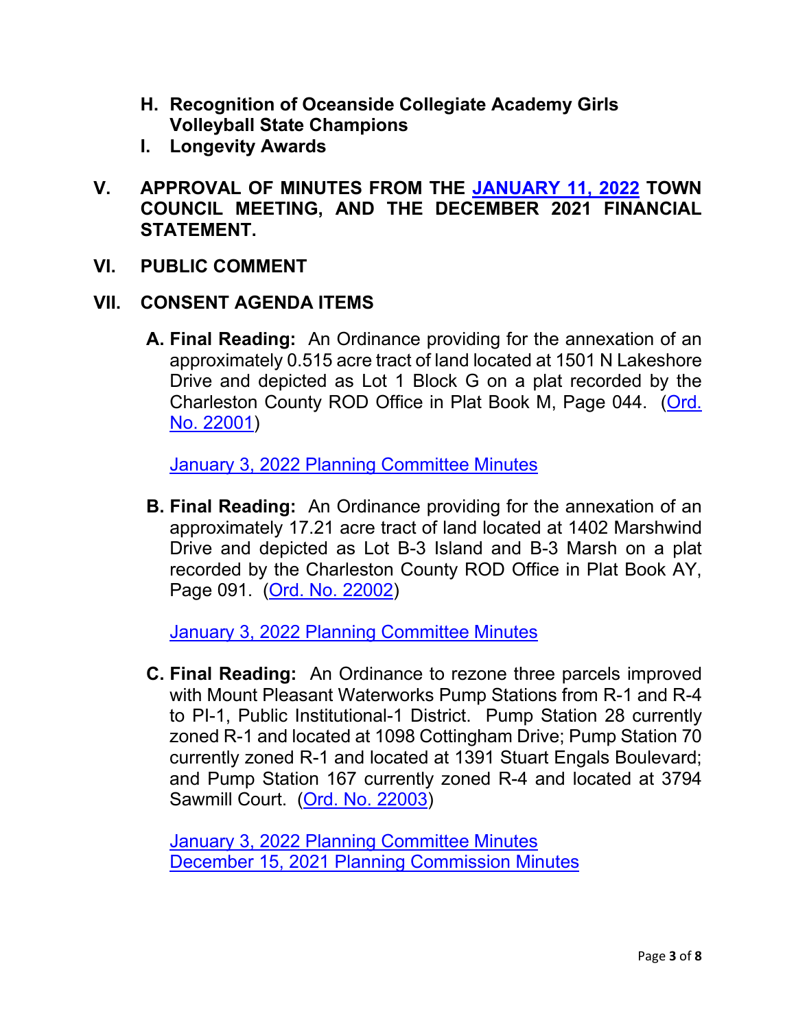- **H. Recognition of Oceanside Collegiate Academy Girls Volleyball State Champions**
- **I. Longevity Awards**

## V. APPROVAL OF MINUTES FROM THE JANUARY 11, 2022 TOWN COUNCIL MEETING, AND THE DECEMBER 2021 FINANCIAL STATEMENT.

## VI. PUBLIC COMMENT

## VII. CONSENT AGENDA ITEMS

**A. Final Reading:** An Ordinance providing for the annexation of an approximately 0.515 acre tract of land located at 1501 N Lakeshore Drive and depicted as Lot 1 Block G on a plat recorded by the Charleston County ROD Office in Plat Book M, Page 044. (Ord. No. 22001)

January 3, 2022 Planning Committee Minutes

**B. Final Reading:** An Ordinance providing for the annexation of an approximately 17.21 acre tract of land located at 1402 Marshwind Drive and depicted as Lot B-3 Island and B-3 Marsh on a plat recorded by the Charleston County ROD Office in Plat Book AY, Page 091. (Ord. No. 22002)

January 3, 2022 Planning Committee Minutes

**C. Final Reading:** An Ordinance to rezone three parcels improved with Mount Pleasant Waterworks Pump Stations from R-1 and R-4 to PI-1, Public Institutional-1 District. Pump Station 28 currently zoned R-1 and located at 1098 Cottingham Drive; Pump Station 70 currently zoned R-1 and located at 1391 Stuart Engals Boulevard; and Pump Station 167 currently zoned R-4 and located at 3794 Sawmill Court. (Ord. No. 22003)

January 3, 2022 Planning Committee Minutes
December 15, 2021 Planning Commission Minutes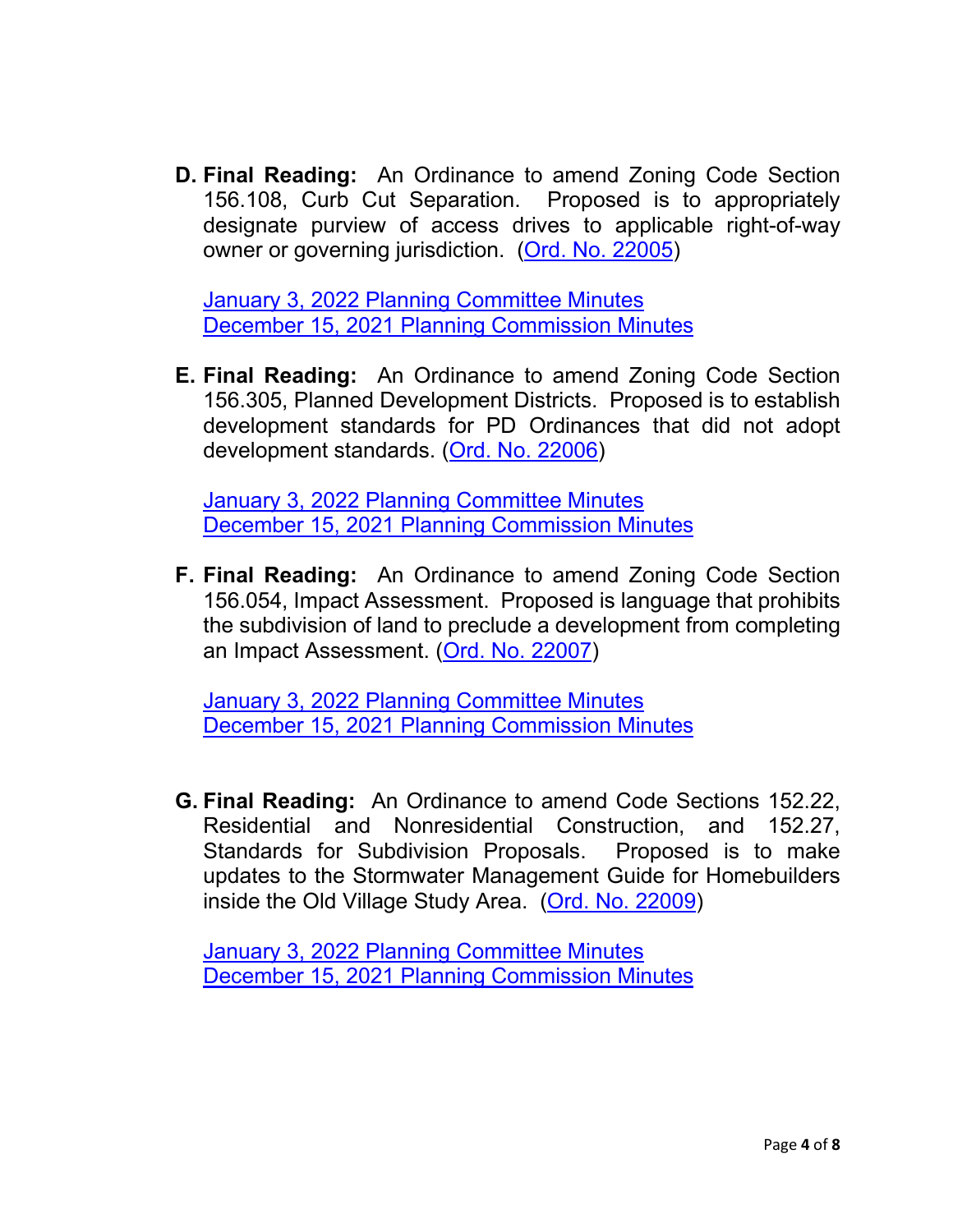**D. Final Reading:** An Ordinance to amend Zoning Code Section 156.108, Curb Cut Separation. Proposed is to appropriately designate purview of access drives to applicable right-of-way owner or governing jurisdiction. (Ord. No. 22005)

January 3, 2022 Planning Committee Minutes
December 15, 2021 Planning Commission Minutes

**E. Final Reading:** An Ordinance to amend Zoning Code Section 156.305, Planned Development Districts. Proposed is to establish development standards for PD Ordinances that did not adopt development standards. (Ord. No. 22006)

January 3, 2022 Planning Committee Minutes
December 15, 2021 Planning Commission Minutes

**F. Final Reading:** An Ordinance to amend Zoning Code Section 156.054, Impact Assessment. Proposed is language that prohibits the subdivision of land to preclude a development from completing an Impact Assessment. (Ord. No. 22007)

January 3, 2022 Planning Committee Minutes
December 15, 2021 Planning Commission Minutes

**G. Final Reading:** An Ordinance to amend Code Sections 152.22, Residential and Nonresidential Construction, and 152.27, Standards for Subdivision Proposals. Proposed is to make updates to the Stormwater Management Guide for Homebuilders inside the Old Village Study Area. (Ord. No. 22009)

January 3, 2022 Planning Committee Minutes
December 15, 2021 Planning Commission Minutes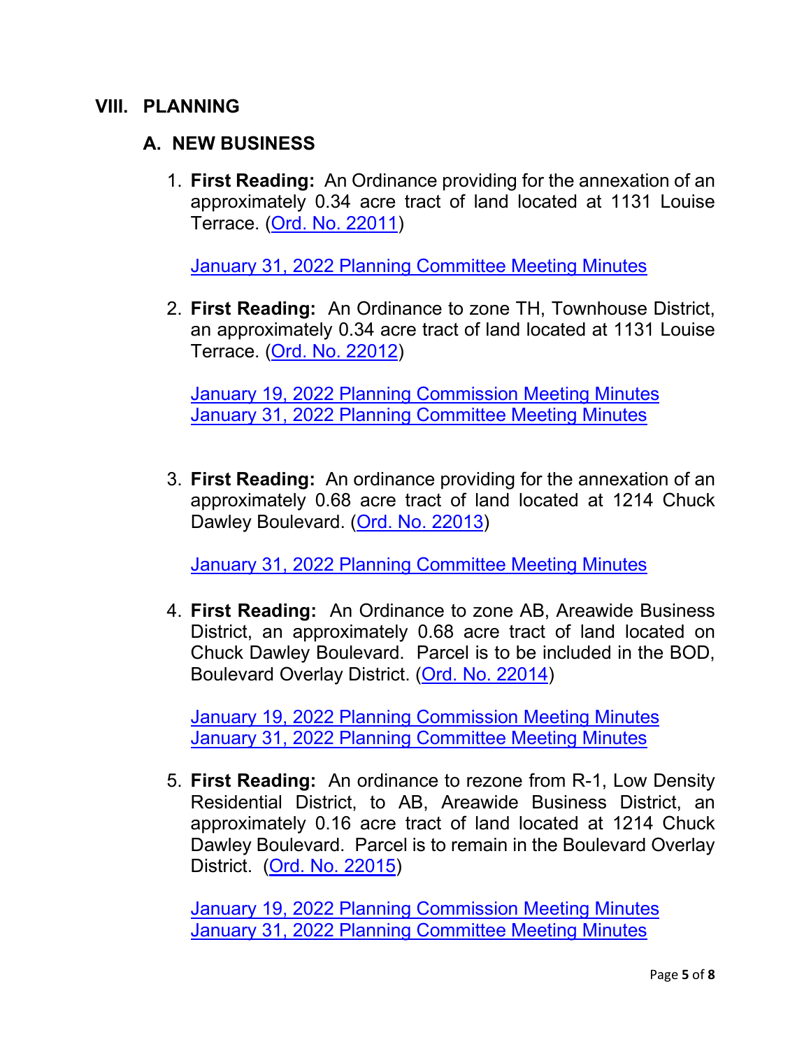## VIII. PLANNING

### A. NEW BUSINESS

1. **First Reading:** An Ordinance providing for the annexation of an approximately 0.34 acre tract of land located at 1131 Louise Terrace. (Ord. No. 22011)

   January 31, 2022 Planning Committee Meeting Minutes

2. **First Reading:** An Ordinance to zone TH, Townhouse District, an approximately 0.34 acre tract of land located at 1131 Louise Terrace. (Ord. No. 22012)

   January 19, 2022 Planning Commission Meeting Minutes
   January 31, 2022 Planning Committee Meeting Minutes

3. **First Reading:** An ordinance providing for the annexation of an approximately 0.68 acre tract of land located at 1214 Chuck Dawley Boulevard. (Ord. No. 22013)

   January 31, 2022 Planning Committee Meeting Minutes

4. **First Reading:** An Ordinance to zone AB, Areawide Business District, an approximately 0.68 acre tract of land located on Chuck Dawley Boulevard. Parcel is to be included in the BOD, Boulevard Overlay District. (Ord. No. 22014)

   January 19, 2022 Planning Commission Meeting Minutes
   January 31, 2022 Planning Committee Meeting Minutes

5. **First Reading:** An ordinance to rezone from R-1, Low Density Residential District, to AB, Areawide Business District, an approximately 0.16 acre tract of land located at 1214 Chuck Dawley Boulevard. Parcel is to remain in the Boulevard Overlay District. (Ord. No. 22015)

   January 19, 2022 Planning Commission Meeting Minutes
   January 31, 2022 Planning Committee Meeting Minutes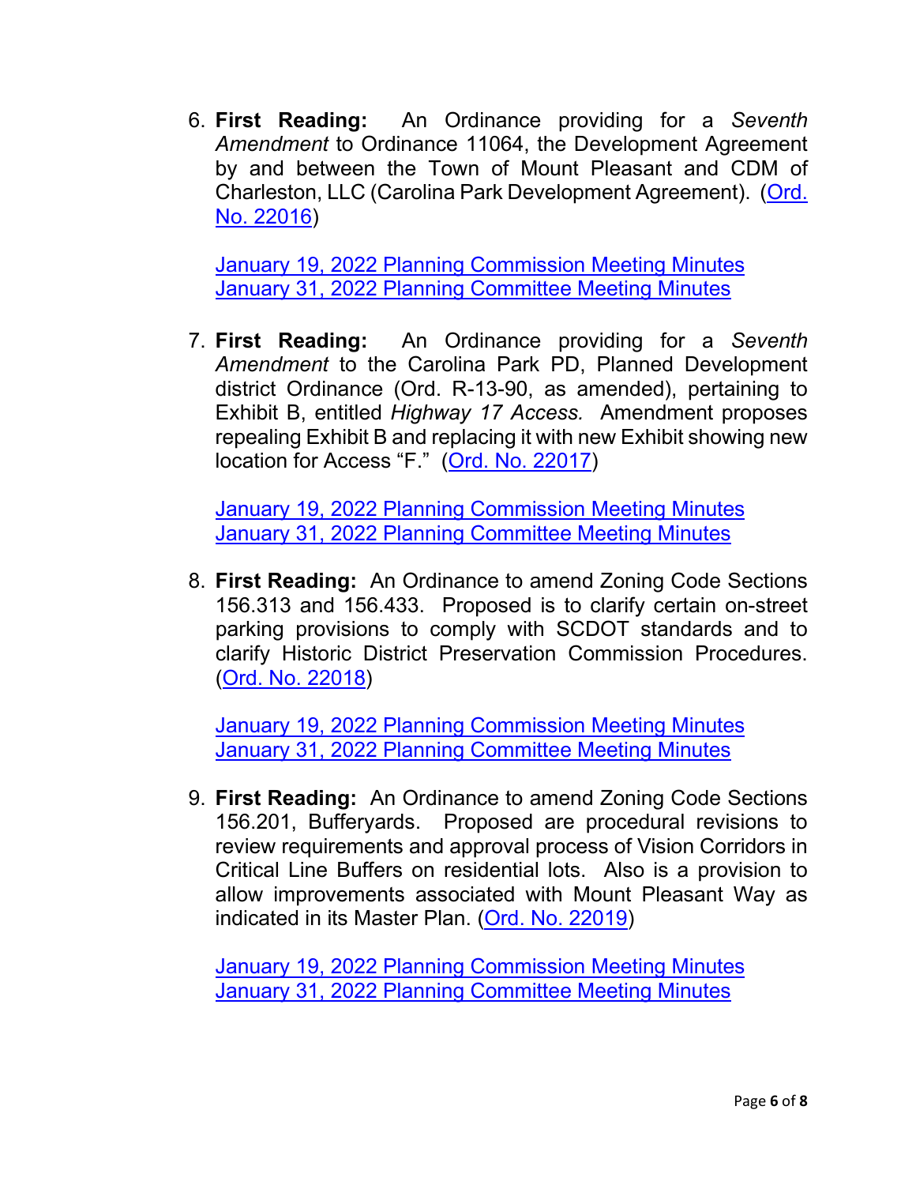6. **First Reading:** An Ordinance providing for a *Seventh Amendment* to Ordinance 11064, the Development Agreement by and between the Town of Mount Pleasant and CDM of Charleston, LLC (Carolina Park Development Agreement). (Ord. No. 22016)

   January 19, 2022 Planning Commission Meeting Minutes
   January 31, 2022 Planning Committee Meeting Minutes

7. **First Reading:** An Ordinance providing for a *Seventh Amendment* to the Carolina Park PD, Planned Development district Ordinance (Ord. R-13-90, as amended), pertaining to Exhibit B, entitled *Highway 17 Access.* Amendment proposes repealing Exhibit B and replacing it with new Exhibit showing new location for Access "F." (Ord. No. 22017)

   January 19, 2022 Planning Commission Meeting Minutes
   January 31, 2022 Planning Committee Meeting Minutes

8. **First Reading:** An Ordinance to amend Zoning Code Sections 156.313 and 156.433. Proposed is to clarify certain on-street parking provisions to comply with SCDOT standards and to clarify Historic District Preservation Commission Procedures. (Ord. No. 22018)

   January 19, 2022 Planning Commission Meeting Minutes
   January 31, 2022 Planning Committee Meeting Minutes

9. **First Reading:** An Ordinance to amend Zoning Code Sections 156.201, Bufferyards. Proposed are procedural revisions to review requirements and approval process of Vision Corridors in Critical Line Buffers on residential lots. Also is a provision to allow improvements associated with Mount Pleasant Way as indicated in its Master Plan. (Ord. No. 22019)

   January 19, 2022 Planning Commission Meeting Minutes
   January 31, 2022 Planning Committee Meeting Minutes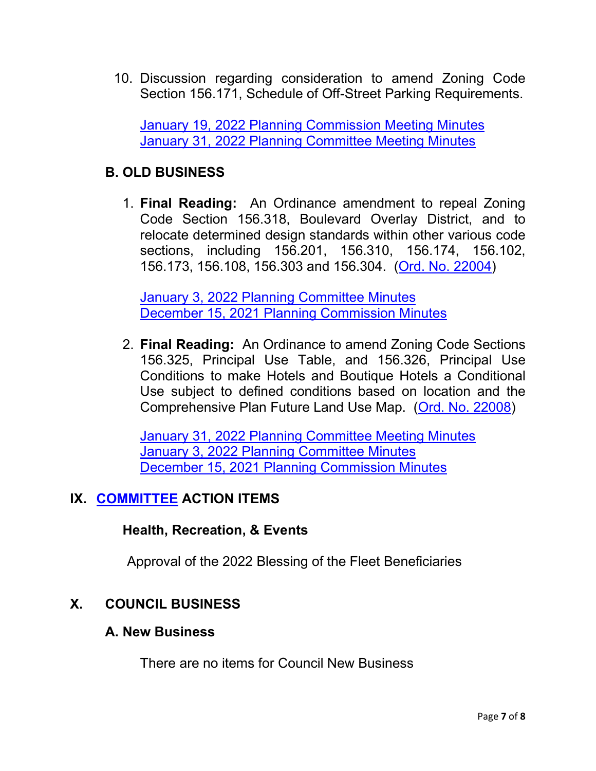10. Discussion regarding consideration to amend Zoning Code Section 156.171, Schedule of Off-Street Parking Requirements.

    January 19, 2022 Planning Commission Meeting Minutes
    January 31, 2022 Planning Committee Meeting Minutes

### B. OLD BUSINESS

1. **Final Reading:** An Ordinance amendment to repeal Zoning Code Section 156.318, Boulevard Overlay District, and to relocate determined design standards within other various code sections, including 156.201, 156.310, 156.174, 156.102, 156.173, 156.108, 156.303 and 156.304. (Ord. No. 22004)

   January 3, 2022 Planning Committee Minutes
   December 15, 2021 Planning Commission Minutes

2. **Final Reading:** An Ordinance to amend Zoning Code Sections 156.325, Principal Use Table, and 156.326, Principal Use Conditions to make Hotels and Boutique Hotels a Conditional Use subject to defined conditions based on location and the Comprehensive Plan Future Land Use Map. (Ord. No. 22008)

   January 31, 2022 Planning Committee Meeting Minutes
   January 3, 2022 Planning Committee Minutes
   December 15, 2021 Planning Commission Minutes

## IX. COMMITTEE ACTION ITEMS

### Health, Recreation, & Events

Approval of the 2022 Blessing of the Fleet Beneficiaries

## X. COUNCIL BUSINESS

### A. New Business

There are no items for Council New Business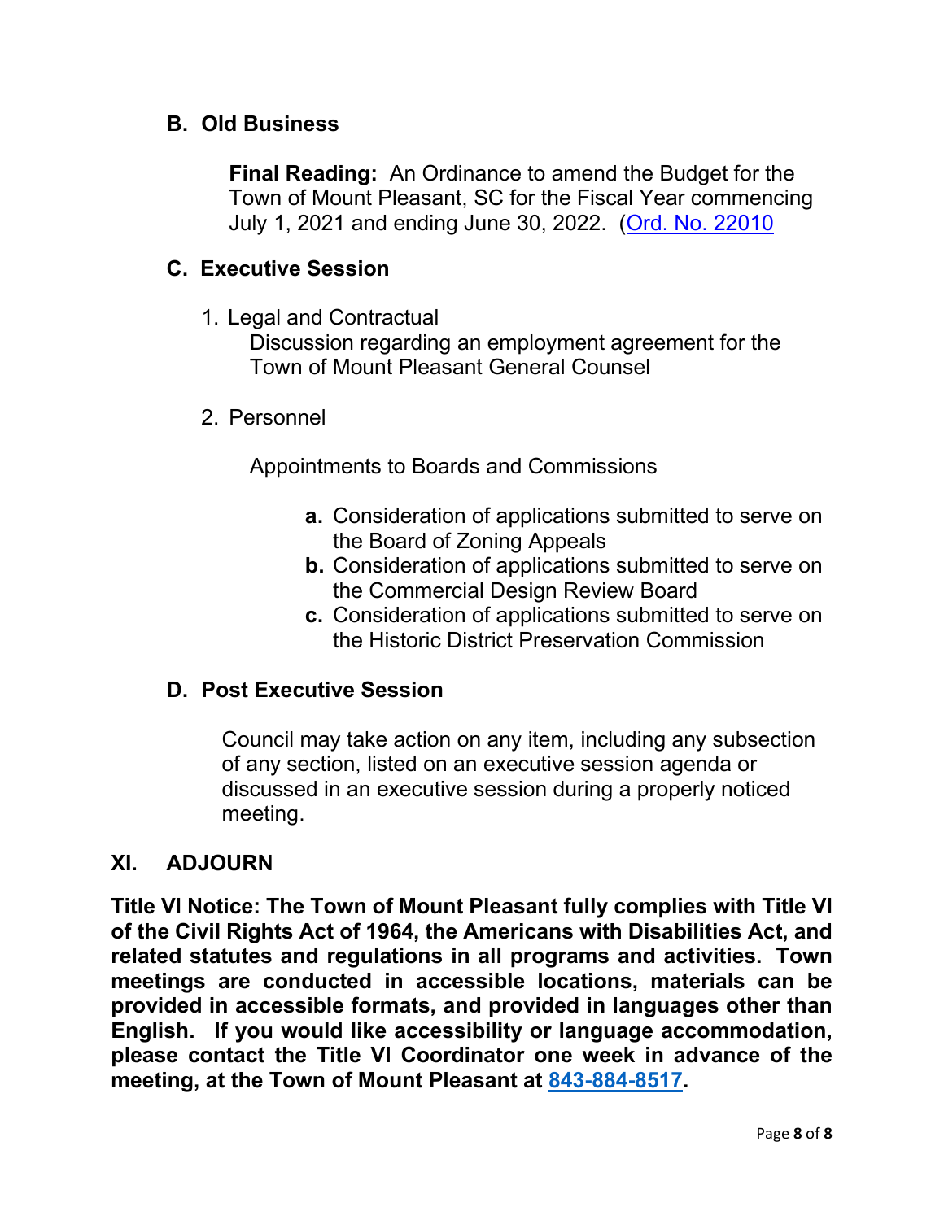### B. Old Business

**Final Reading:** An Ordinance to amend the Budget for the Town of Mount Pleasant, SC for the Fiscal Year commencing July 1, 2021 and ending June 30, 2022. (Ord. No. 22010

### C. Executive Session

1. Legal and Contractual
   Discussion regarding an employment agreement for the Town of Mount Pleasant General Counsel

2. Personnel

   Appointments to Boards and Commissions

   **a.** Consideration of applications submitted to serve on the Board of Zoning Appeals
   **b.** Consideration of applications submitted to serve on the Commercial Design Review Board
   **c.** Consideration of applications submitted to serve on the Historic District Preservation Commission

### D. Post Executive Session

Council may take action on any item, including any subsection of any section, listed on an executive session agenda or discussed in an executive session during a properly noticed meeting.

## XI. ADJOURN

**Title VI Notice: The Town of Mount Pleasant fully complies with Title VI of the Civil Rights Act of 1964, the Americans with Disabilities Act, and related statutes and regulations in all programs and activities. Town meetings are conducted in accessible locations, materials can be provided in accessible formats, and provided in languages other than English. If you would like accessibility or language accommodation, please contact the Title VI Coordinator one week in advance of the meeting, at the Town of Mount Pleasant at 843-884-8517.**